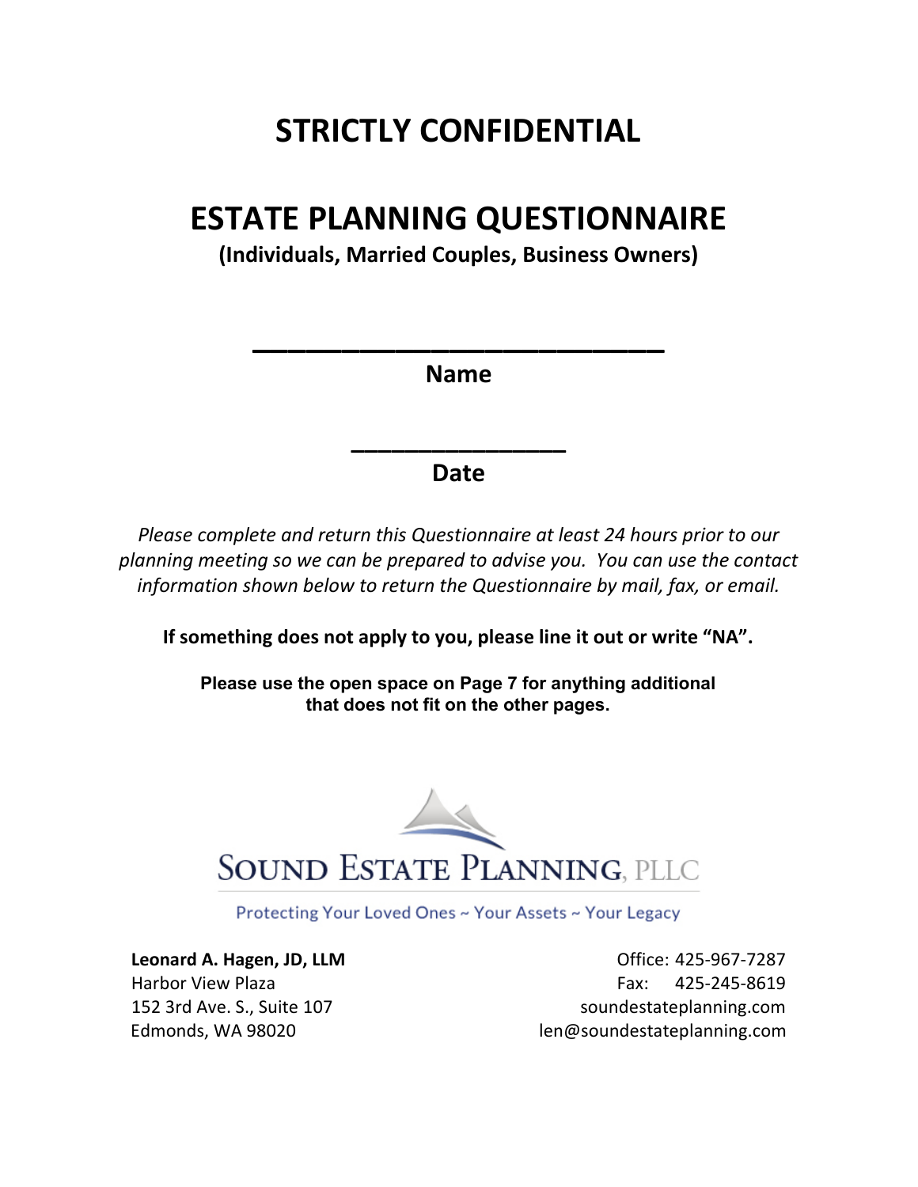# STRICTLY CONFIDENTIAL

# ESTATE PLANNING QUESTIONNAIRE

**(Individuals, Married Couples, Business Owners)**

\_\_\_\_\_\_\_\_\_\_\_\_\_\_\_\_\_\_\_\_\_\_\_\_\_\_\_\_

**Name**

\_\_\_\_\_\_\_\_\_\_\_\_\_\_\_\_\_\_\_

**Date**

*Please complete and return this Questionnaire at least 24 hours prior to our planning meeting so we can be prepared to advise you. You can use the contact information shown below to return the Questionnaire by mail, fax, or email.*

**If something does not apply to you, please line it out or write "NA".**

**Please use the open space on Page 7 for anything additional that does not fit on the other pages.**

SOUND ESTATE PLANNING, PLLC

Protecting Your Loved Ones ~ Your Assets ~ Your Legacy

**Leonard A. Hagen, JD, LLM**
Harbor View Plaza
152 3rd Ave. S., Suite 107
Edmonds, WA 98020

Office: 425-967-7287
Fax: 425-245-8619
soundestateplanning.com
len@soundestateplanning.com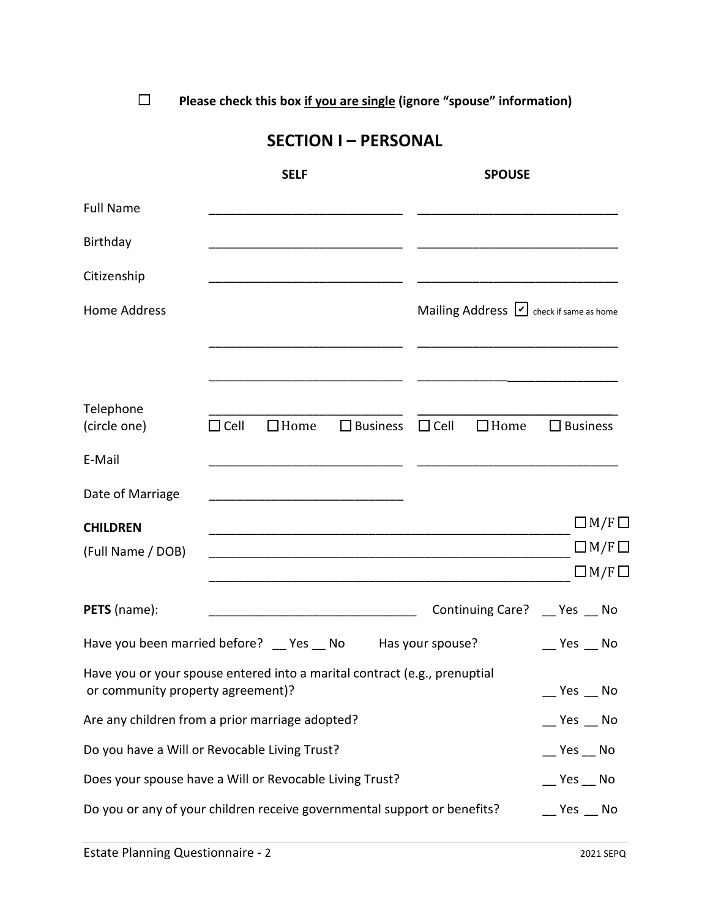☐ **Please check this box <u>if you are single</u> (ignore "spouse" information)**

## SECTION I – PERSONAL

| | SELF | SPOUSE |
|---|---|---|
| Full Name | ____________________________ | ____________________________ |
| Birthday | ____________________________ | ____________________________ |
| Citizenship | ____________________________ | ____________________________ |
| Home Address | | Mailing Address ☑ check if same as home |
| | ____________________________ | ____________________________ |
| | ____________________________ | ____________________________ |
| Telephone (circle one) | ____________________________ ☐ Cell ☐ Home ☐ Business | ____________________________ ☐ Cell ☐ Home ☐ Business |
| E-Mail | ____________________________ | ____________________________ |
| Date of Marriage | ____________________________ | |

**CHILDREN**
(Full Name / DOB)

____________________________________________________ ☐ M/F ☐

____________________________________________________ ☐ M/F ☐

____________________________________________________ ☐ M/F ☐

**PETS** (name): ______________________________ Continuing Care? __ Yes __ No

Have you been married before? __ Yes __ No Has your spouse? __ Yes __ No

Have you or your spouse entered into a marital contract (e.g., prenuptial or community property agreement)? __ Yes __ No

Are any children from a prior marriage adopted? __ Yes __ No

Do you have a Will or Revocable Living Trust? __ Yes __ No

Does your spouse have a Will or Revocable Living Trust? __ Yes __ No

Do you or any of your children receive governmental support or benefits? __ Yes __ No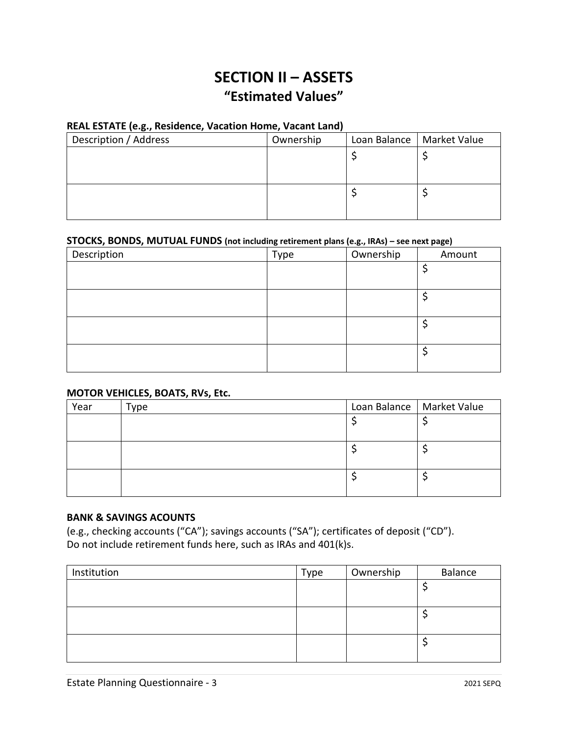# SECTION II – ASSETS
## "Estimated Values"

**REAL ESTATE (e.g., Residence, Vacation Home, Vacant Land)**

| Description / Address | Ownership | Loan Balance | Market Value |
|---|---|---|---|
| | | $ | $ |
| | | $ | $ |

**STOCKS, BONDS, MUTUAL FUNDS (not including retirement plans (e.g., IRAs) – see next page)**

| Description | Type | Ownership | Amount |
|---|---|---|---|
| | | | $ |
| | | | $ |
| | | | $ |
| | | | $ |

**MOTOR VEHICLES, BOATS, RVs, Etc.**

| Year | Type | Loan Balance | Market Value |
|---|---|---|---|
| | | $ | $ |
| | | $ | $ |
| | | $ | $ |

**BANK & SAVINGS ACOUNTS**

(e.g., checking accounts ("CA"); savings accounts ("SA"); certificates of deposit ("CD"). Do not include retirement funds here, such as IRAs and 401(k)s.

| Institution | Type | Ownership | Balance |
|---|---|---|---|
| | | | $ |
| | | | $ |
| | | | $ |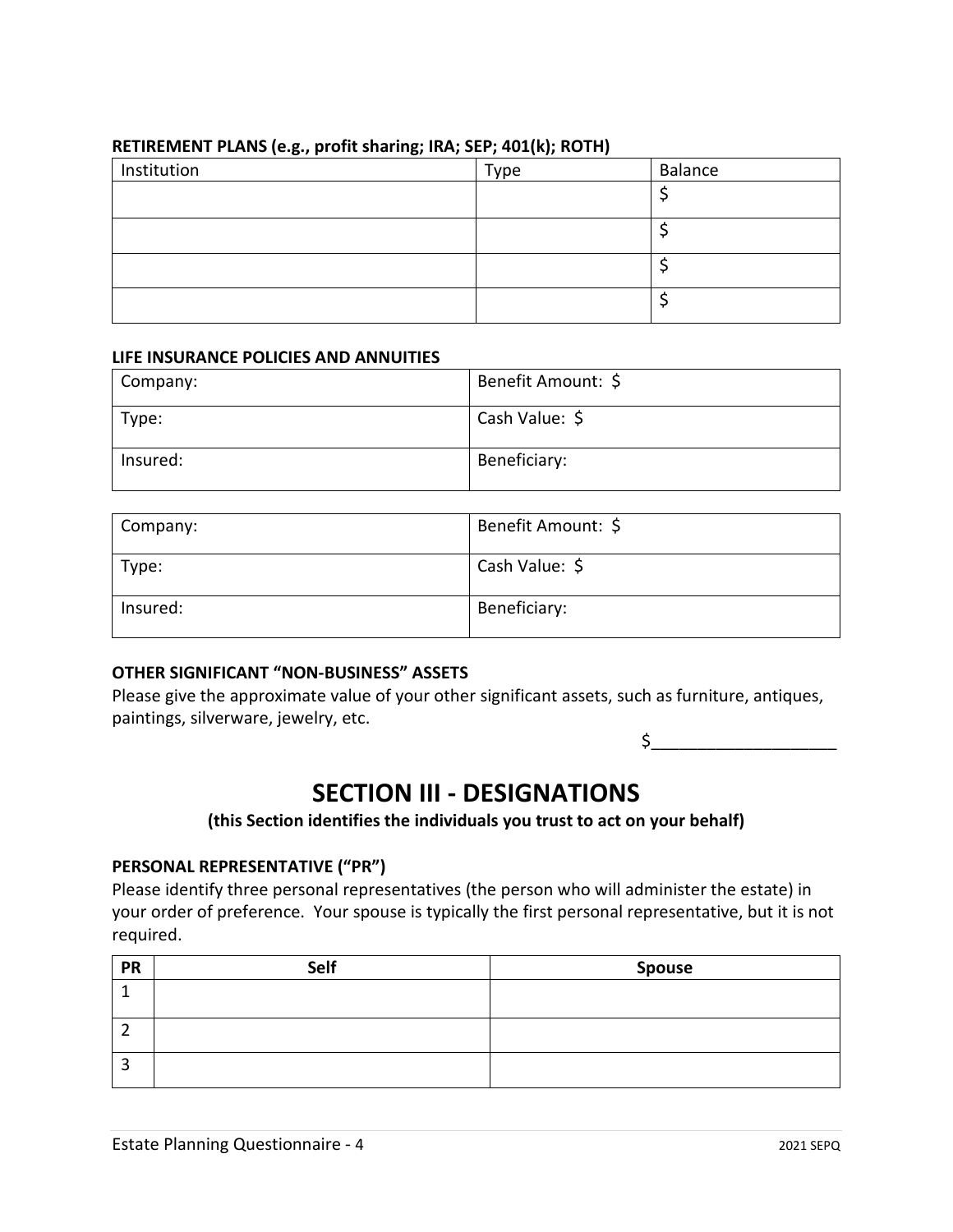**RETIREMENT PLANS (e.g., profit sharing; IRA; SEP; 401(k); ROTH)**

| Institution | Type | Balance |
|---|---|---|
| | | $ |
| | | $ |
| | | $ |
| | | $ |

**LIFE INSURANCE POLICIES AND ANNUITIES**

| Company: | Benefit Amount: $ |
|---|---|
| Type: | Cash Value: $ |
| Insured: | Beneficiary: |

| Company: | Benefit Amount: $ |
|---|---|
| Type: | Cash Value: $ |
| Insured: | Beneficiary: |

**OTHER SIGNIFICANT "NON-BUSINESS" ASSETS**

Please give the approximate value of your other significant assets, such as furniture, antiques, paintings, silverware, jewelry, etc.

$____________________

# SECTION III - DESIGNATIONS

**(this Section identifies the individuals you trust to act on your behalf)**

**PERSONAL REPRESENTATIVE ("PR")**

Please identify three personal representatives (the person who will administer the estate) in your order of preference. Your spouse is typically the first personal representative, but it is not required.

| PR | Self | Spouse |
|---|---|---|
| 1 | | |
| 2 | | |
| 3 | | |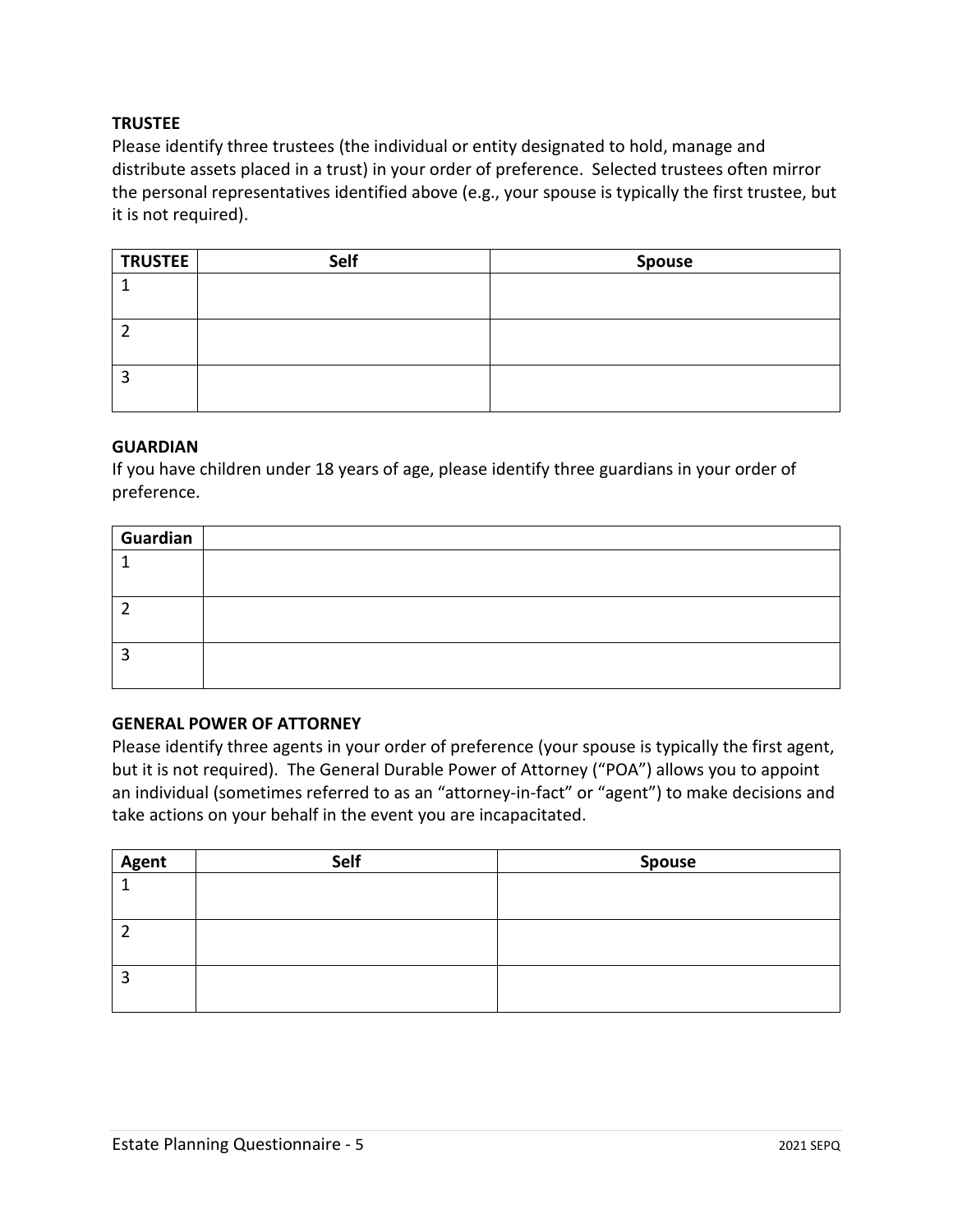### TRUSTEE

Please identify three trustees (the individual or entity designated to hold, manage and distribute assets placed in a trust) in your order of preference. Selected trustees often mirror the personal representatives identified above (e.g., your spouse is typically the first trustee, but it is not required).

| TRUSTEE | Self | Spouse |
|---|---|---|
| 1 | | |
| 2 | | |
| 3 | | |

### GUARDIAN

If you have children under 18 years of age, please identify three guardians in your order of preference.

| Guardian | |
|---|---|
| 1 | |
| 2 | |
| 3 | |

### GENERAL POWER OF ATTORNEY

Please identify three agents in your order of preference (your spouse is typically the first agent, but it is not required). The General Durable Power of Attorney ("POA") allows you to appoint an individual (sometimes referred to as an "attorney-in-fact" or "agent") to make decisions and take actions on your behalf in the event you are incapacitated.

| Agent | Self | Spouse |
|---|---|---|
| 1 | | |
| 2 | | |
| 3 | | |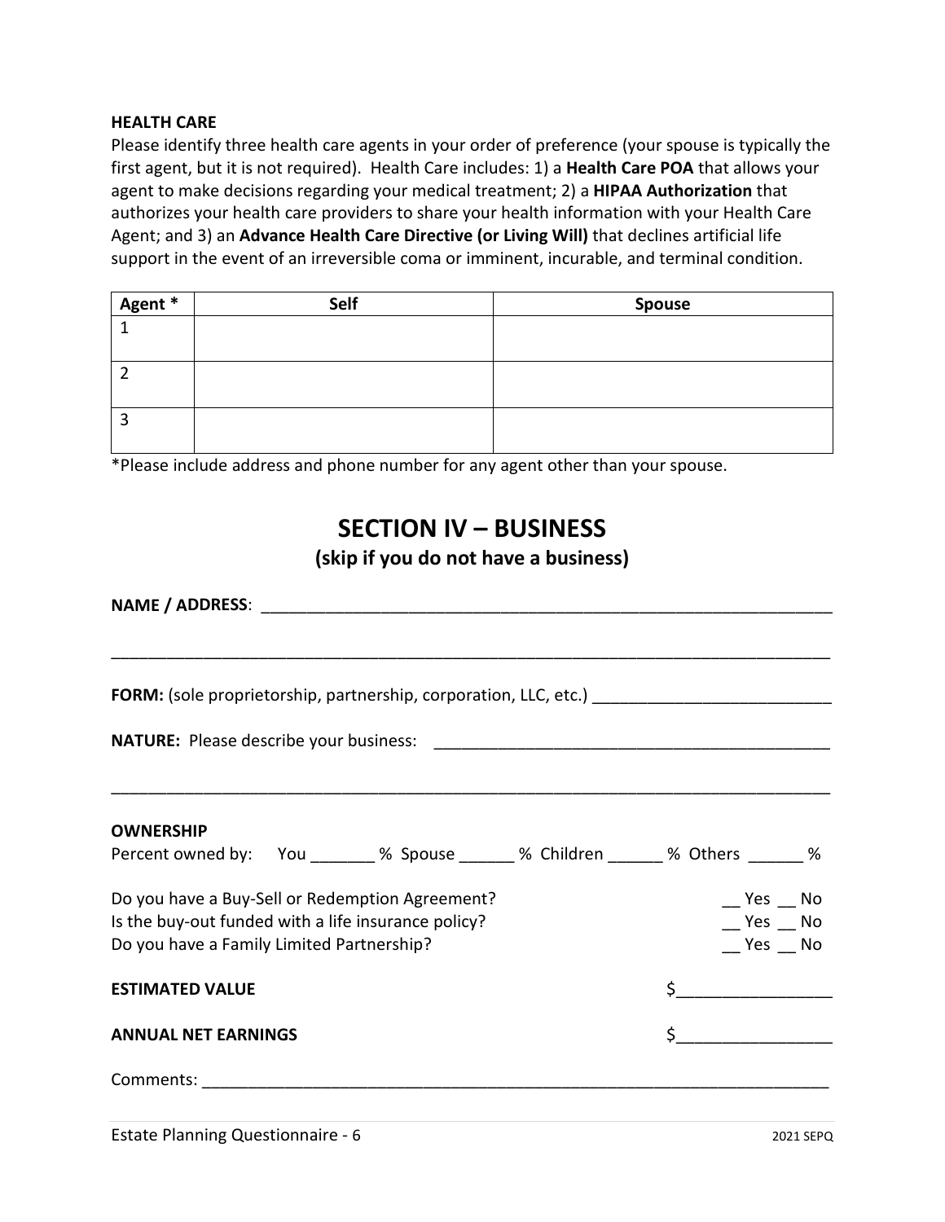### HEALTH CARE

Please identify three health care agents in your order of preference (your spouse is typically the first agent, but it is not required). Health Care includes: 1) a **Health Care POA** that allows your agent to make decisions regarding your medical treatment; 2) a **HIPAA Authorization** that authorizes your health care providers to share your health information with your Health Care Agent; and 3) an **Advance Health Care Directive (or Living Will)** that declines artificial life support in the event of an irreversible coma or imminent, incurable, and terminal condition.

| Agent * | Self | Spouse |
|---|---|---|
| 1 | | |
| 2 | | |
| 3 | | |

*Please include address and phone number for any agent other than your spouse.

## SECTION IV – BUSINESS

**(skip if you do not have a business)**

**NAME / ADDRESS**: ________________________________________________________________

________________________________________________________________________________

**FORM:** (sole proprietorship, partnership, corporation, LLC, etc.) __________________________

**NATURE:** Please describe your business: ____________________________________________

________________________________________________________________________________

**OWNERSHIP**

Percent owned by: You _______ % Spouse ______ % Children ______ % Others ______ %

Do you have a Buy-Sell or Redemption Agreement? __ Yes __ No

Is the buy-out funded with a life insurance policy? __ Yes __ No

Do you have a Family Limited Partnership? __ Yes __ No

**ESTIMATED VALUE** $________________

**ANNUAL NET EARNINGS** $________________

Comments: ______________________________________________________________________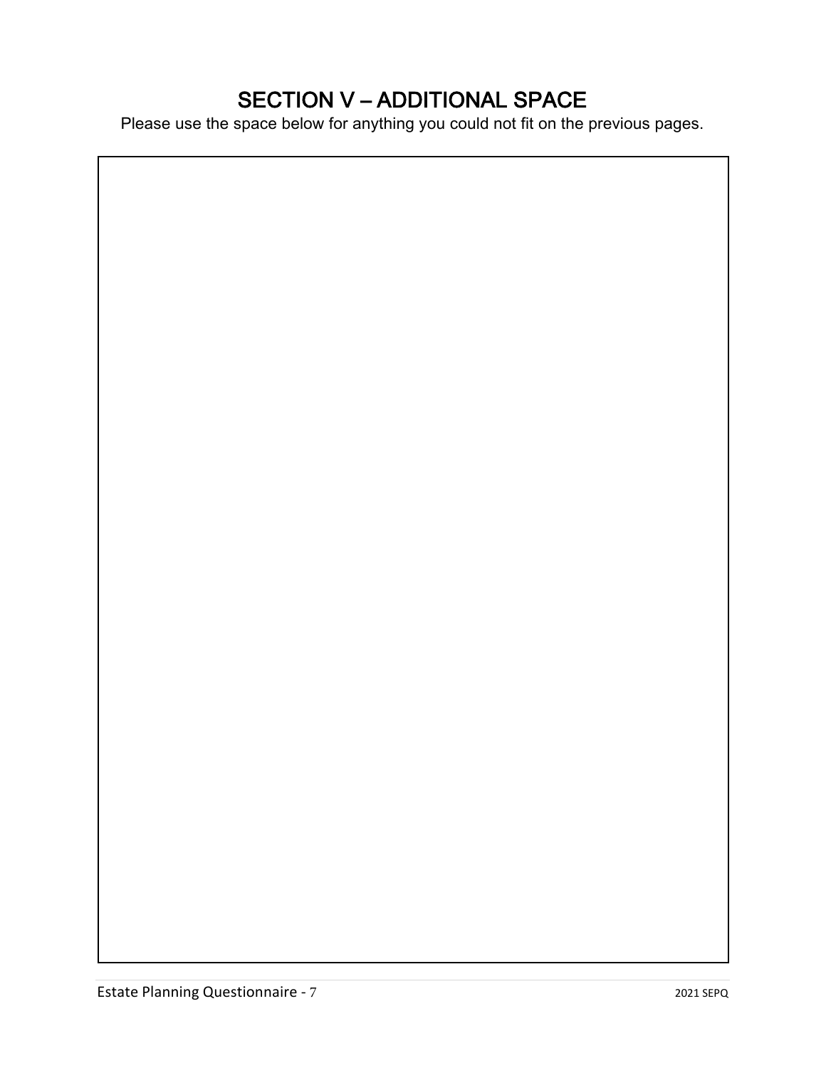# SECTION V – ADDITIONAL SPACE

Please use the space below for anything you could not fit on the previous pages.